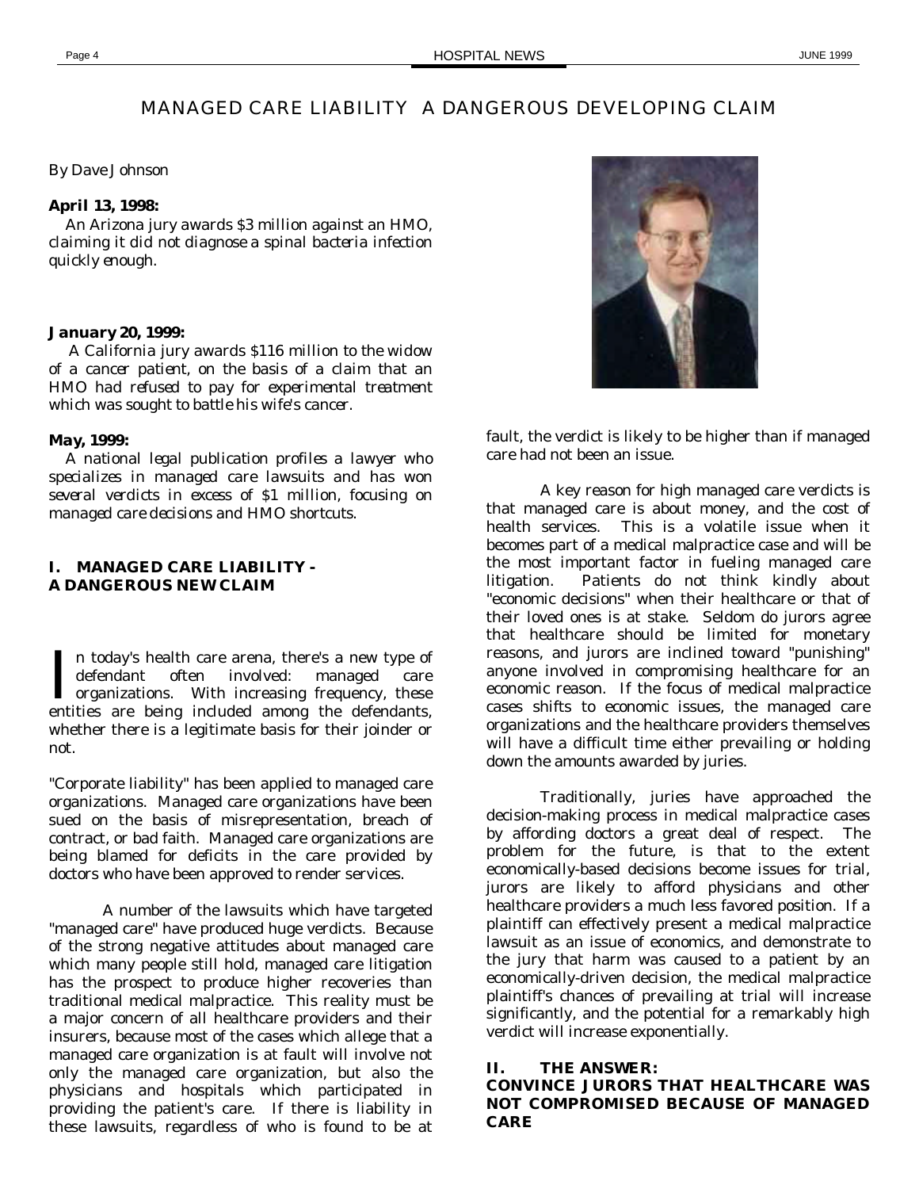# MANAGED CARE LIABILITY A DANGEROUS DEVELOPING CLAIM

*By Dave Johnson*

**April 13, 1998:**

*An Arizona jury awards $3 million against an HMO, claiming it did not diagnose a spinal bacteria infection quickly enough.*

**January 20, 1999:**

*A California jury awards $116 million to the widow of a cancer patient, on the basis of a claim that an HMO had refused to pay for experimental treatment which was sought to battle his wife's cancer.*

**May, 1999:**

*A national legal publication profiles a lawyer who specializes in managed care lawsuits and has won several verdicts in excess of $1 million, focusing on managed care decisions and HMO shortcuts.*

## I. MANAGED CARE LIABILITY - A DANGEROUS NEW CLAIM

In today's health care arena, there's a new type of defendant often involved: managed care organizations. With increasing frequency, these entities are being included among the defendants, whether there is a legitimate basis for their joinder or not.

"Corporate liability" has been applied to managed care organizations. Managed care organizations have been sued on the basis of misrepresentation, breach of contract, or bad faith. Managed care organizations are being blamed for deficits in the care provided by doctors who have been approved to render services.

A number of the lawsuits which have targeted "managed care" have produced huge verdicts. Because of the strong negative attitudes about managed care which many people still hold, managed care litigation has the prospect to produce higher recoveries than traditional medical malpractice. This reality must be a major concern of all healthcare providers and their insurers, because most of the cases which allege that a managed care organization is at fault will involve not only the managed care organization, but also the physicians and hospitals which participated in providing the patient's care. If there is liability in these lawsuits, regardless of who is found to be at fault, the verdict is likely to be higher than if managed care had not been an issue.

A key reason for high managed care verdicts is that managed care is about money, and the cost of health services. This is a volatile issue when it becomes part of a medical malpractice case and will be the most important factor in fueling managed care litigation. Patients do not think kindly about "economic decisions" when their healthcare or that of their loved ones is at stake. Seldom do jurors agree that healthcare should be limited for monetary reasons, and jurors are inclined toward "punishing" anyone involved in compromising healthcare for an economic reason. If the focus of medical malpractice cases shifts to economic issues, the managed care organizations and the healthcare providers themselves will have a difficult time either prevailing or holding down the amounts awarded by juries.

Traditionally, juries have approached the decision-making process in medical malpractice cases by affording doctors a great deal of respect. The problem for the future, is that to the extent economically-based decisions become issues for trial, jurors are likely to afford physicians and other healthcare providers a much less favored position. If a plaintiff can effectively present a medical malpractice lawsuit as an issue of economics, and demonstrate to the jury that harm was caused to a patient by an economically-driven decision, the medical malpractice plaintiff's chances of prevailing at trial will increase significantly, and the potential for a remarkably high verdict will increase exponentially.

## II. THE ANSWER: CONVINCE JURORS THAT HEALTHCARE WAS NOT COMPROMISED BECAUSE OF MANAGED CARE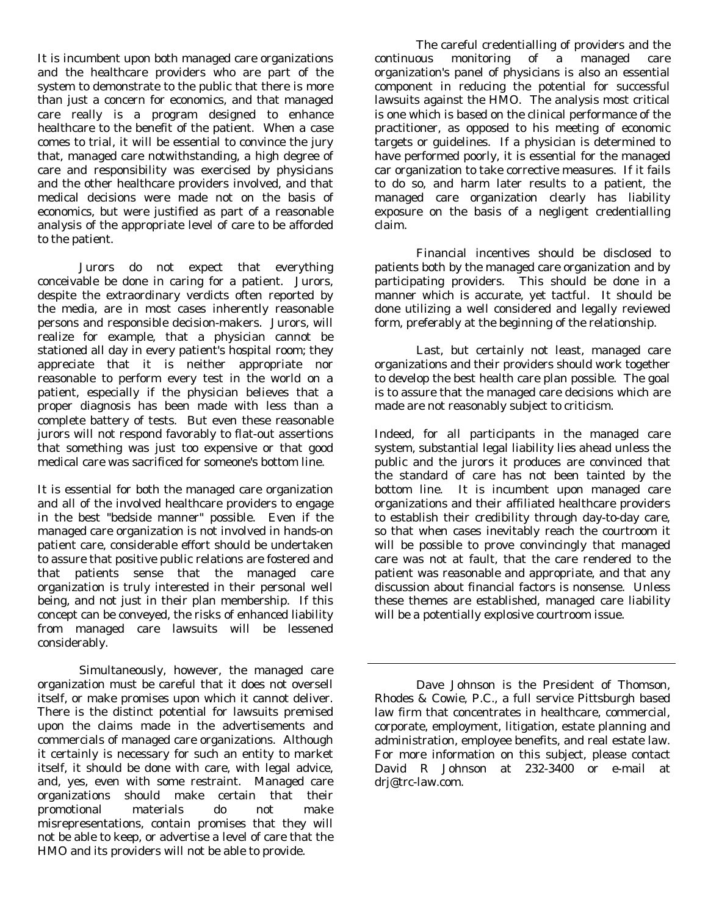It is incumbent upon both managed care organizations and the healthcare providers who are part of the system to demonstrate to the public that there is more than just a concern for economics, and that managed care really is a program designed to enhance healthcare to the benefit of the patient. When a case comes to trial, it will be essential to convince the jury that, managed care notwithstanding, a high degree of care and responsibility was exercised by physicians and the other healthcare providers involved, and that medical decisions were made not on the basis of economics, but were justified as part of a reasonable analysis of the appropriate level of care to be afforded to the patient.

Jurors do not expect that everything conceivable be done in caring for a patient. Jurors, despite the extraordinary verdicts often reported by the media, are in most cases inherently reasonable persons and responsible decision-makers. Jurors, will realize for example, that a physician cannot be stationed all day in every patient's hospital room; they appreciate that it is neither appropriate nor reasonable to perform every test in the world on a patient, especially if the physician believes that a proper diagnosis has been made with less than a complete battery of tests. But even these reasonable jurors will not respond favorably to flat-out assertions that something was just too expensive or that good medical care was sacrificed for someone's bottom line.

It is essential for both the managed care organization and all of the involved healthcare providers to engage in the best "bedside manner" possible. Even if the managed care organization is not involved in hands-on patient care, considerable effort should be undertaken to assure that positive public relations are fostered and that patients sense that the managed care organization is truly interested in their personal well being, and not just in their plan membership. If this concept can be conveyed, the risks of enhanced liability from managed care lawsuits will be lessened considerably.

Simultaneously, however, the managed care organization must be careful that it does not oversell itself, or make promises upon which it cannot deliver. There is the distinct potential for lawsuits premised upon the claims made in the advertisements and commercials of managed care organizations. Although it certainly is necessary for such an entity to market itself, it should be done with care, with legal advice, and, yes, even with some restraint. Managed care organizations should make certain that their promotional materials do not make misrepresentations, contain promises that they will not be able to keep, or advertise a level of care that the HMO and its providers will not be able to provide.

The careful credentialling of providers and the continuous monitoring of a managed care organization's panel of physicians is also an essential component in reducing the potential for successful lawsuits against the HMO. The analysis most critical is one which is based on the clinical performance of the practitioner, as opposed to his meeting of economic targets or guidelines. If a physician is determined to have performed poorly, it is essential for the managed car organization to take corrective measures. If it fails to do so, and harm later results to a patient, the managed care organization clearly has liability exposure on the basis of a negligent credentialling claim.

Financial incentives should be disclosed to patients both by the managed care organization and by participating providers. This should be done in a manner which is accurate, yet tactful. It should be done utilizing a well considered and legally reviewed form, preferably at the beginning of the relationship.

Last, but certainly not least, managed care organizations and their providers should work together to develop the best health care plan possible. The goal is to assure that the managed care decisions which are made are not reasonably subject to criticism.

Indeed, for all participants in the managed care system, substantial legal liability lies ahead unless the public and the jurors it produces are convinced that the standard of care has not been tainted by the bottom line. It is incumbent upon managed care organizations and their affiliated healthcare providers to establish their credibility through day-to-day care, so that when cases inevitably reach the courtroom it will be possible to prove convincingly that managed care was not at fault, that the care rendered to the patient was reasonable and appropriate, and that any discussion about financial factors is nonsense. Unless these themes are established, managed care liability will be a potentially explosive courtroom issue.

---

Dave Johnson is the President of Thomson, Rhodes & Cowie, P.C., a full service Pittsburgh based law firm that concentrates in healthcare, commercial, corporate, employment, litigation, estate planning and administration, employee benefits, and real estate law. For more information on this subject, please contact David R Johnson at 232-3400 or e-mail at drj@trc-law.com.